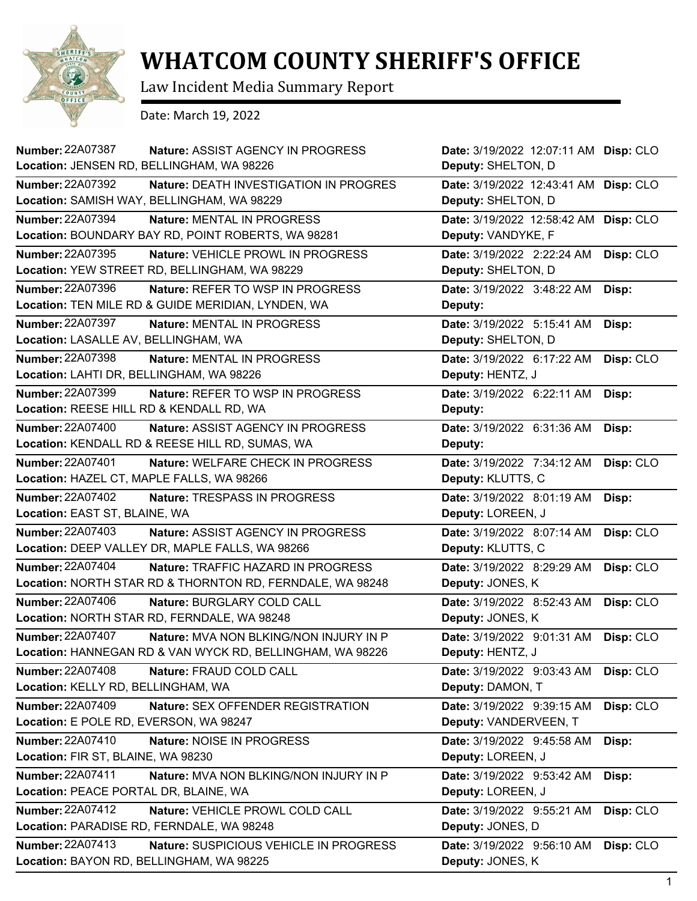# WHATCOM COUNTY SHERIFF'S OFFICE

Law Incident Media Summary Report

Date: March 19, 2022

| Number | Nature | Location | Date | Deputy | Disp |
|---|---|---|---|---|---|
| 22A07387 | ASSIST AGENCY IN PROGRESS | JENSEN RD, BELLINGHAM, WA 98226 | 3/19/2022 12:07:11 AM | SHELTON, D | CLO |
| 22A07392 | DEATH INVESTIGATION IN PROGRES | SAMISH WAY, BELLINGHAM, WA 98229 | 3/19/2022 12:43:41 AM | SHELTON, D | CLO |
| 22A07394 | MENTAL IN PROGRESS | BOUNDARY BAY RD, POINT ROBERTS, WA 98281 | 3/19/2022 12:58:42 AM | VANDYKE, F | CLO |
| 22A07395 | VEHICLE PROWL IN PROGRESS | YEW STREET RD, BELLINGHAM, WA 98229 | 3/19/2022 2:22:24 AM | SHELTON, D | CLO |
| 22A07396 | REFER TO WSP IN PROGRESS | TEN MILE RD & GUIDE MERIDIAN, LYNDEN, WA | 3/19/2022 3:48:22 AM | | |
| 22A07397 | MENTAL IN PROGRESS | LASALLE AV, BELLINGHAM, WA | 3/19/2022 5:15:41 AM | SHELTON, D | |
| 22A07398 | MENTAL IN PROGRESS | LAHTI DR, BELLINGHAM, WA 98226 | 3/19/2022 6:17:22 AM | HENTZ, J | CLO |
| 22A07399 | REFER TO WSP IN PROGRESS | REESE HILL RD & KENDALL RD, WA | 3/19/2022 6:22:11 AM | | |
| 22A07400 | ASSIST AGENCY IN PROGRESS | KENDALL RD & REESE HILL RD, SUMAS, WA | 3/19/2022 6:31:36 AM | | |
| 22A07401 | WELFARE CHECK IN PROGRESS | HAZEL CT, MAPLE FALLS, WA 98266 | 3/19/2022 7:34:12 AM | KLUTTS, C | CLO |
| 22A07402 | TRESPASS IN PROGRESS | EAST ST, BLAINE, WA | 3/19/2022 8:01:19 AM | LOREEN, J | |
| 22A07403 | ASSIST AGENCY IN PROGRESS | DEEP VALLEY DR, MAPLE FALLS, WA 98266 | 3/19/2022 8:07:14 AM | KLUTTS, C | CLO |
| 22A07404 | TRAFFIC HAZARD IN PROGRESS | NORTH STAR RD & THORNTON RD, FERNDALE, WA 98248 | 3/19/2022 8:29:29 AM | JONES, K | CLO |
| 22A07406 | BURGLARY COLD CALL | NORTH STAR RD, FERNDALE, WA 98248 | 3/19/2022 8:52:43 AM | JONES, K | CLO |
| 22A07407 | MVA NON BLKING/NON INJURY IN P | HANNEGAN RD & VAN WYCK RD, BELLINGHAM, WA 98226 | 3/19/2022 9:01:31 AM | HENTZ, J | CLO |
| 22A07408 | FRAUD COLD CALL | KELLY RD, BELLINGHAM, WA | 3/19/2022 9:03:43 AM | DAMON, T | CLO |
| 22A07409 | SEX OFFENDER REGISTRATION | E POLE RD, EVERSON, WA 98247 | 3/19/2022 9:39:15 AM | VANDERVEEN, T | CLO |
| 22A07410 | NOISE IN PROGRESS | FIR ST, BLAINE, WA 98230 | 3/19/2022 9:45:58 AM | LOREEN, J | |
| 22A07411 | MVA NON BLKING/NON INJURY IN P | PEACE PORTAL DR, BLAINE, WA | 3/19/2022 9:53:42 AM | LOREEN, J | |
| 22A07412 | VEHICLE PROWL COLD CALL | PARADISE RD, FERNDALE, WA 98248 | 3/19/2022 9:55:21 AM | JONES, D | CLO |
| 22A07413 | SUSPICIOUS VEHICLE IN PROGRESS | BAYON RD, BELLINGHAM, WA 98225 | 3/19/2022 9:56:10 AM | JONES, K | CLO |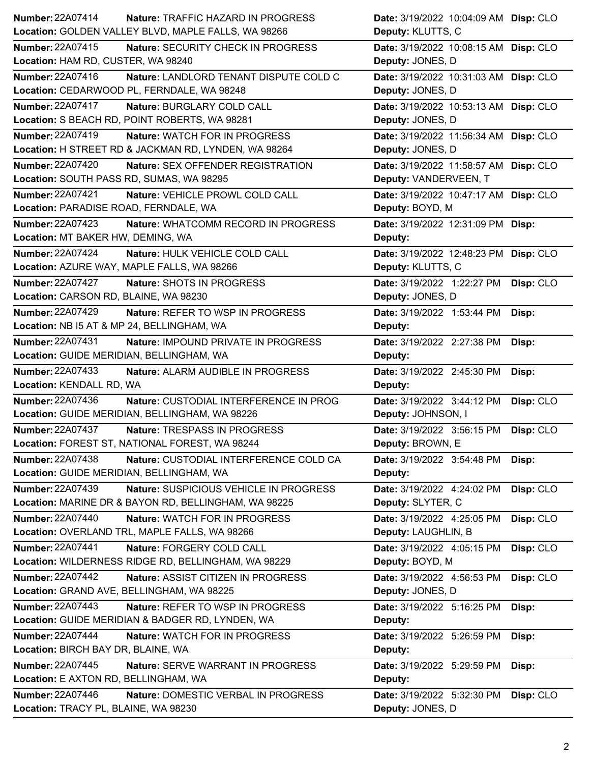**Number:** 22A07414 **Nature:** TRAFFIC HAZARD IN PROGRESS **Date:** 3/19/2022 10:04:09 AM **Disp:** CLO
**Location:** GOLDEN VALLEY BLVD, MAPLE FALLS, WA 98266 **Deputy:** KLUTTS, C

---

**Number:** 22A07415 **Nature:** SECURITY CHECK IN PROGRESS **Date:** 3/19/2022 10:08:15 AM **Disp:** CLO
**Location:** HAM RD, CUSTER, WA 98240 **Deputy:** JONES, D

---

**Number:** 22A07416 **Nature:** LANDLORD TENANT DISPUTE COLD C **Date:** 3/19/2022 10:31:03 AM **Disp:** CLO
**Location:** CEDARWOOD PL, FERNDALE, WA 98248 **Deputy:** JONES, D

---

**Number:** 22A07417 **Nature:** BURGLARY COLD CALL **Date:** 3/19/2022 10:53:13 AM **Disp:** CLO
**Location:** S BEACH RD, POINT ROBERTS, WA 98281 **Deputy:** JONES, D

---

**Number:** 22A07419 **Nature:** WATCH FOR IN PROGRESS **Date:** 3/19/2022 11:56:34 AM **Disp:** CLO
**Location:** H STREET RD & JACKMAN RD, LYNDEN, WA 98264 **Deputy:** JONES, D

---

**Number:** 22A07420 **Nature:** SEX OFFENDER REGISTRATION **Date:** 3/19/2022 11:58:57 AM **Disp:** CLO
**Location:** SOUTH PASS RD, SUMAS, WA 98295 **Deputy:** VANDERVEEN, T

---

**Number:** 22A07421 **Nature:** VEHICLE PROWL COLD CALL **Date:** 3/19/2022 10:47:17 AM **Disp:** CLO
**Location:** PARADISE ROAD, FERNDALE, WA **Deputy:** BOYD, M

---

**Number:** 22A07423 **Nature:** WHATCOMM RECORD IN PROGRESS **Date:** 3/19/2022 12:31:09 PM **Disp:**
**Location:** MT BAKER HW, DEMING, WA **Deputy:**

---

**Number:** 22A07424 **Nature:** HULK VEHICLE COLD CALL **Date:** 3/19/2022 12:48:23 PM **Disp:** CLO
**Location:** AZURE WAY, MAPLE FALLS, WA 98266 **Deputy:** KLUTTS, C

---

**Number:** 22A07427 **Nature:** SHOTS IN PROGRESS **Date:** 3/19/2022 1:22:27 PM **Disp:** CLO
**Location:** CARSON RD, BLAINE, WA 98230 **Deputy:** JONES, D

---

**Number:** 22A07429 **Nature:** REFER TO WSP IN PROGRESS **Date:** 3/19/2022 1:53:44 PM **Disp:**
**Location:** NB I5 AT & MP 24, BELLINGHAM, WA **Deputy:**

---

**Number:** 22A07431 **Nature:** IMPOUND PRIVATE IN PROGRESS **Date:** 3/19/2022 2:27:38 PM **Disp:**
**Location:** GUIDE MERIDIAN, BELLINGHAM, WA **Deputy:**

---

**Number:** 22A07433 **Nature:** ALARM AUDIBLE IN PROGRESS **Date:** 3/19/2022 2:45:30 PM **Disp:**
**Location:** KENDALL RD, WA **Deputy:**

---

**Number:** 22A07436 **Nature:** CUSTODIAL INTERFERENCE IN PROG **Date:** 3/19/2022 3:44:12 PM **Disp:** CLO
**Location:** GUIDE MERIDIAN, BELLINGHAM, WA 98226 **Deputy:** JOHNSON, I

---

**Number:** 22A07437 **Nature:** TRESPASS IN PROGRESS **Date:** 3/19/2022 3:56:15 PM **Disp:** CLO
**Location:** FOREST ST, NATIONAL FOREST, WA 98244 **Deputy:** BROWN, E

---

**Number:** 22A07438 **Nature:** CUSTODIAL INTERFERENCE COLD CA **Date:** 3/19/2022 3:54:48 PM **Disp:**
**Location:** GUIDE MERIDIAN, BELLINGHAM, WA **Deputy:**

---

**Number:** 22A07439 **Nature:** SUSPICIOUS VEHICLE IN PROGRESS **Date:** 3/19/2022 4:24:02 PM **Disp:** CLO
**Location:** MARINE DR & BAYON RD, BELLINGHAM, WA 98225 **Deputy:** SLYTER, C

---

**Number:** 22A07440 **Nature:** WATCH FOR IN PROGRESS **Date:** 3/19/2022 4:25:05 PM **Disp:** CLO
**Location:** OVERLAND TRL, MAPLE FALLS, WA 98266 **Deputy:** LAUGHLIN, B

---

**Number:** 22A07441 **Nature:** FORGERY COLD CALL **Date:** 3/19/2022 4:05:15 PM **Disp:** CLO
**Location:** WILDERNESS RIDGE RD, BELLINGHAM, WA 98229 **Deputy:** BOYD, M

---

**Number:** 22A07442 **Nature:** ASSIST CITIZEN IN PROGRESS **Date:** 3/19/2022 4:56:53 PM **Disp:** CLO
**Location:** GRAND AVE, BELLINGHAM, WA 98225 **Deputy:** JONES, D

---

**Number:** 22A07443 **Nature:** REFER TO WSP IN PROGRESS **Date:** 3/19/2022 5:16:25 PM **Disp:**
**Location:** GUIDE MERIDIAN & BADGER RD, LYNDEN, WA **Deputy:**

---

**Number:** 22A07444 **Nature:** WATCH FOR IN PROGRESS **Date:** 3/19/2022 5:26:59 PM **Disp:**
**Location:** BIRCH BAY DR, BLAINE, WA **Deputy:**

---

**Number:** 22A07445 **Nature:** SERVE WARRANT IN PROGRESS **Date:** 3/19/2022 5:29:59 PM **Disp:**
**Location:** E AXTON RD, BELLINGHAM, WA **Deputy:**

---

**Number:** 22A07446 **Nature:** DOMESTIC VERBAL IN PROGRESS **Date:** 3/19/2022 5:32:30 PM **Disp:** CLO
**Location:** TRACY PL, BLAINE, WA 98230 **Deputy:** JONES, D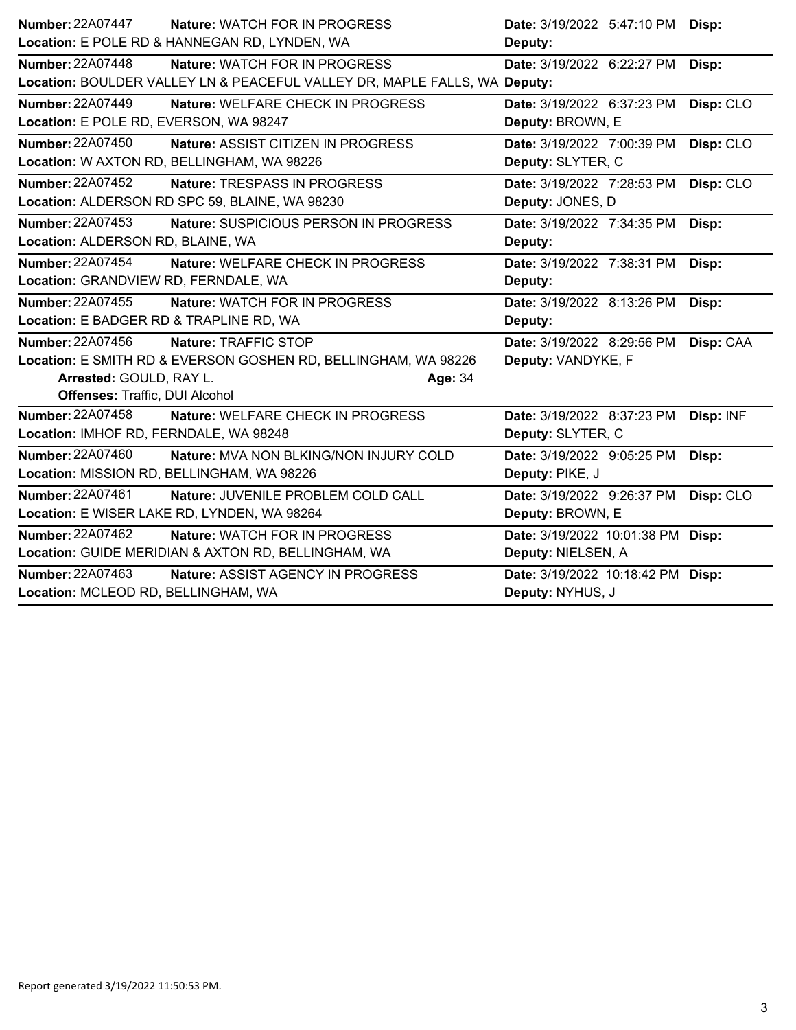**Number:** 22A07447 **Nature:** WATCH FOR IN PROGRESS **Date:** 3/19/2022 5:47:10 PM **Disp:**
**Location:** E POLE RD & HANNEGAN RD, LYNDEN, WA **Deputy:**

---

**Number:** 22A07448 **Nature:** WATCH FOR IN PROGRESS **Date:** 3/19/2022 6:22:27 PM **Disp:**
**Location:** BOULDER VALLEY LN & PEACEFUL VALLEY DR, MAPLE FALLS, WA **Deputy:**

---

**Number:** 22A07449 **Nature:** WELFARE CHECK IN PROGRESS **Date:** 3/19/2022 6:37:23 PM **Disp:** CLO
**Location:** E POLE RD, EVERSON, WA 98247 **Deputy:** BROWN, E

---

**Number:** 22A07450 **Nature:** ASSIST CITIZEN IN PROGRESS **Date:** 3/19/2022 7:00:39 PM **Disp:** CLO
**Location:** W AXTON RD, BELLINGHAM, WA 98226 **Deputy:** SLYTER, C

---

**Number:** 22A07452 **Nature:** TRESPASS IN PROGRESS **Date:** 3/19/2022 7:28:53 PM **Disp:** CLO
**Location:** ALDERSON RD SPC 59, BLAINE, WA 98230 **Deputy:** JONES, D

---

**Number:** 22A07453 **Nature:** SUSPICIOUS PERSON IN PROGRESS **Date:** 3/19/2022 7:34:35 PM **Disp:**
**Location:** ALDERSON RD, BLAINE, WA **Deputy:**

---

**Number:** 22A07454 **Nature:** WELFARE CHECK IN PROGRESS **Date:** 3/19/2022 7:38:31 PM **Disp:**
**Location:** GRANDVIEW RD, FERNDALE, WA **Deputy:**

---

**Number:** 22A07455 **Nature:** WATCH FOR IN PROGRESS **Date:** 3/19/2022 8:13:26 PM **Disp:**
**Location:** E BADGER RD & TRAPLINE RD, WA **Deputy:**

---

**Number:** 22A07456 **Nature:** TRAFFIC STOP **Date:** 3/19/2022 8:29:56 PM **Disp:** CAA
**Location:** E SMITH RD & EVERSON GOSHEN RD, BELLINGHAM, WA 98226 **Deputy:** VANDYKE, F
**Arrested:** GOULD, RAY L. **Age:** 34
**Offenses:** Traffic, DUI Alcohol

---

**Number:** 22A07458 **Nature:** WELFARE CHECK IN PROGRESS **Date:** 3/19/2022 8:37:23 PM **Disp:** INF
**Location:** IMHOF RD, FERNDALE, WA 98248 **Deputy:** SLYTER, C

---

**Number:** 22A07460 **Nature:** MVA NON BLKING/NON INJURY COLD **Date:** 3/19/2022 9:05:25 PM **Disp:**
**Location:** MISSION RD, BELLINGHAM, WA 98226 **Deputy:** PIKE, J

---

**Number:** 22A07461 **Nature:** JUVENILE PROBLEM COLD CALL **Date:** 3/19/2022 9:26:37 PM **Disp:** CLO
**Location:** E WISER LAKE RD, LYNDEN, WA 98264 **Deputy:** BROWN, E

---

**Number:** 22A07462 **Nature:** WATCH FOR IN PROGRESS **Date:** 3/19/2022 10:01:38 PM **Disp:**
**Location:** GUIDE MERIDIAN & AXTON RD, BELLINGHAM, WA **Deputy:** NIELSEN, A

---

**Number:** 22A07463 **Nature:** ASSIST AGENCY IN PROGRESS **Date:** 3/19/2022 10:18:42 PM **Disp:**
**Location:** MCLEOD RD, BELLINGHAM, WA **Deputy:** NYHUS, J

---

Report generated 3/19/2022 11:50:53 PM.